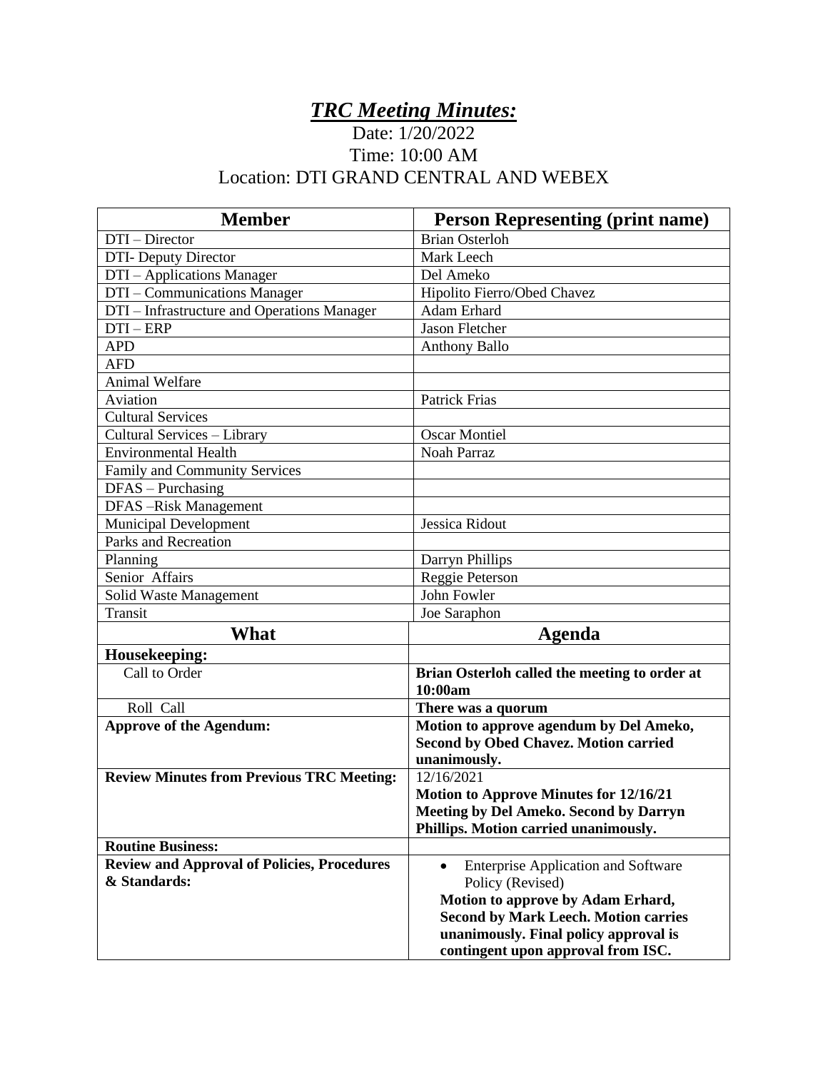# *TRC Meeting Minutes:*

Date: 1/20/2022

Time: 10:00 AM

Location: DTI GRAND CENTRAL AND WEBEX

| Member | Person Representing (print name) |
| --- | --- |
| DTI – Director | Brian Osterloh |
| DTI- Deputy Director | Mark Leech |
| DTI – Applications Manager | Del Ameko |
| DTI – Communications Manager | Hipolito Fierro/Obed Chavez |
| DTI – Infrastructure and Operations Manager | Adam Erhard |
| DTI – ERP | Jason Fletcher |
| APD | Anthony Ballo |
| AFD | |
| Animal Welfare | |
| Aviation | Patrick Frias |
| Cultural Services | |
| Cultural Services – Library | Oscar Montiel |
| Environmental Health | Noah Parraz |
| Family and Community Services | |
| DFAS – Purchasing | |
| DFAS –Risk Management | |
| Municipal Development | Jessica Ridout |
| Parks and Recreation | |
| Planning | Darryn Phillips |
| Senior Affairs | Reggie Peterson |
| Solid Waste Management | John Fowler |
| Transit | Joe Saraphon |

| What | Agenda |
| --- | --- |
| **Housekeeping:** | |
| Call to Order | **Brian Osterloh called the meeting to order at 10:00am** |
| Roll Call | **There was a quorum** |
| **Approve of the Agendum:** | **Motion to approve agendum by Del Ameko, Second by Obed Chavez. Motion carried unanimously.** |
| **Review Minutes from Previous TRC Meeting:** | 12/16/2021 **Motion to Approve Minutes for 12/16/21 Meeting by Del Ameko. Second by Darryn Phillips. Motion carried unanimously.** |
| **Routine Business:** | |
| **Review and Approval of Policies, Procedures & Standards:** | • Enterprise Application and Software Policy (Revised) **Motion to approve by Adam Erhard, Second by Mark Leech. Motion carries unanimously. Final policy approval is contingent upon approval from ISC.** |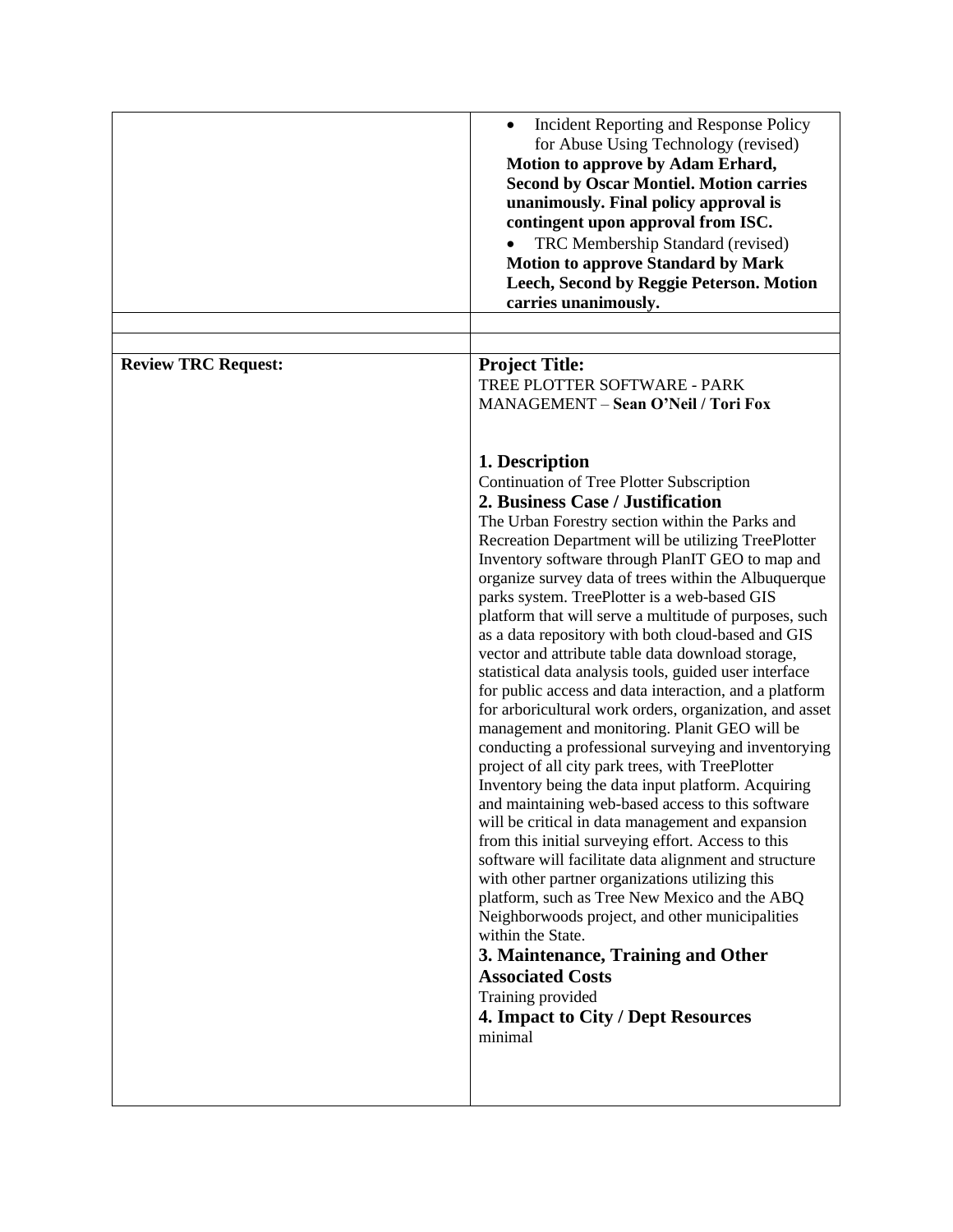| | |
|---|---|
| | • Incident Reporting and Response Policy for Abuse Using Technology (revised)<br>**Motion to approve by Adam Erhard, Second by Oscar Montiel. Motion carries unanimously. Final policy approval is contingent upon approval from ISC.**<br>• TRC Membership Standard (revised)<br>**Motion to approve Standard by Mark Leech, Second by Reggie Peterson. Motion carries unanimously.** |
| | |
| | |
| **Review TRC Request:** | **Project Title:**<br>TREE PLOTTER SOFTWARE - PARK MANAGEMENT – **Sean O'Neil / Tori Fox**<br><br>**1. Description**<br>Continuation of Tree Plotter Subscription<br>**2. Business Case / Justification**<br>The Urban Forestry section within the Parks and Recreation Department will be utilizing TreePlotter Inventory software through PlanIT GEO to map and organize survey data of trees within the Albuquerque parks system. TreePlotter is a web-based GIS platform that will serve a multitude of purposes, such as a data repository with both cloud-based and GIS vector and attribute table data download storage, statistical data analysis tools, guided user interface for public access and data interaction, and a platform for arboricultural work orders, organization, and asset management and monitoring. Planit GEO will be conducting a professional surveying and inventorying project of all city park trees, with TreePlotter Inventory being the data input platform. Acquiring and maintaining web-based access to this software will be critical in data management and expansion from this initial surveying effort. Access to this software will facilitate data alignment and structure with other partner organizations utilizing this platform, such as Tree New Mexico and the ABQ Neighborwoods project, and other municipalities within the State.<br>**3. Maintenance, Training and Other Associated Costs**<br>Training provided<br>**4. Impact to City / Dept Resources**<br>minimal |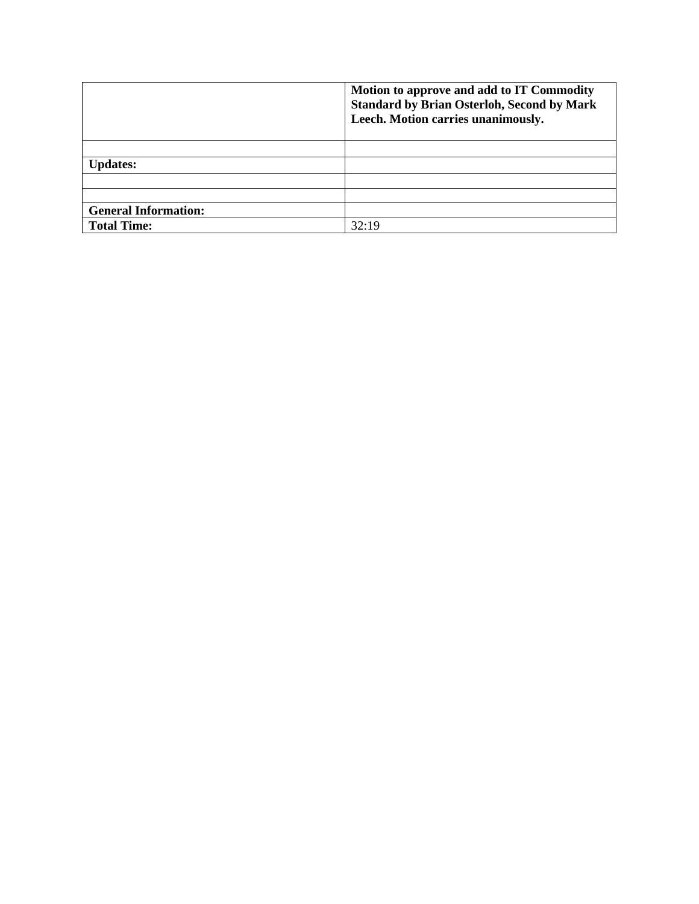| | |
|---|---|
| | **Motion to approve and add to IT Commodity Standard by Brian Osterloh, Second by Mark Leech. Motion carries unanimously.** |
| | |
| **Updates:** | |
| | |
| | |
| **General Information:** | |
| **Total Time:** | 32:19 |